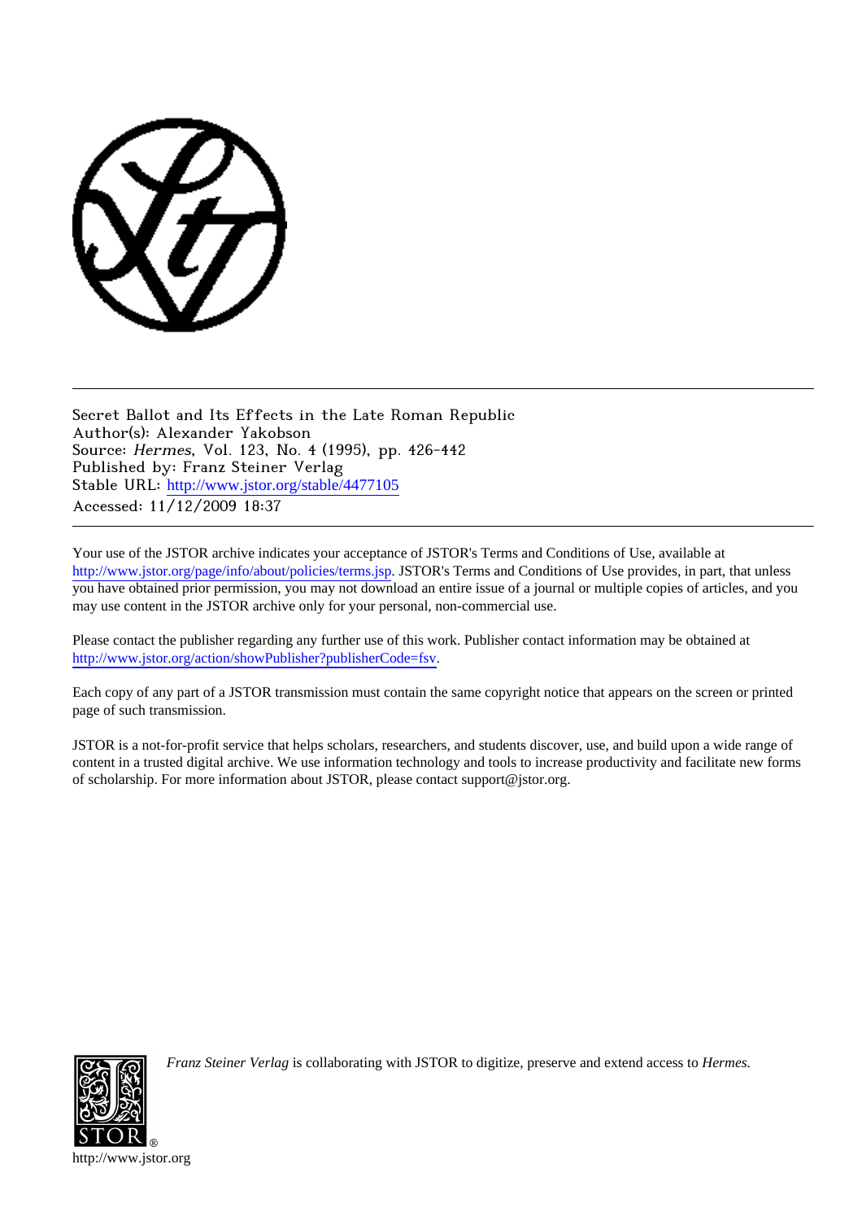Secret Ballot and Its Effects in the Late Roman Republic
Author(s): Alexander Yakobson
Source: *Hermes*, Vol. 123, No. 4 (1995), pp. 426-442
Published by: Franz Steiner Verlag
Stable URL: http://www.jstor.org/stable/4477105
Accessed: 11/12/2009 18:37

Your use of the JSTOR archive indicates your acceptance of JSTOR's Terms and Conditions of Use, available at http://www.jstor.org/page/info/about/policies/terms.jsp. JSTOR's Terms and Conditions of Use provides, in part, that unless you have obtained prior permission, you may not download an entire issue of a journal or multiple copies of articles, and you may use content in the JSTOR archive only for your personal, non-commercial use.

Please contact the publisher regarding any further use of this work. Publisher contact information may be obtained at http://www.jstor.org/action/showPublisher?publisherCode=fsv.

Each copy of any part of a JSTOR transmission must contain the same copyright notice that appears on the screen or printed page of such transmission.

JSTOR is a not-for-profit service that helps scholars, researchers, and students discover, use, and build upon a wide range of content in a trusted digital archive. We use information technology and tools to increase productivity and facilitate new forms of scholarship. For more information about JSTOR, please contact support@jstor.org.

*Franz Steiner Verlag* is collaborating with JSTOR to digitize, preserve and extend access to *Hermes.*

http://www.jstor.org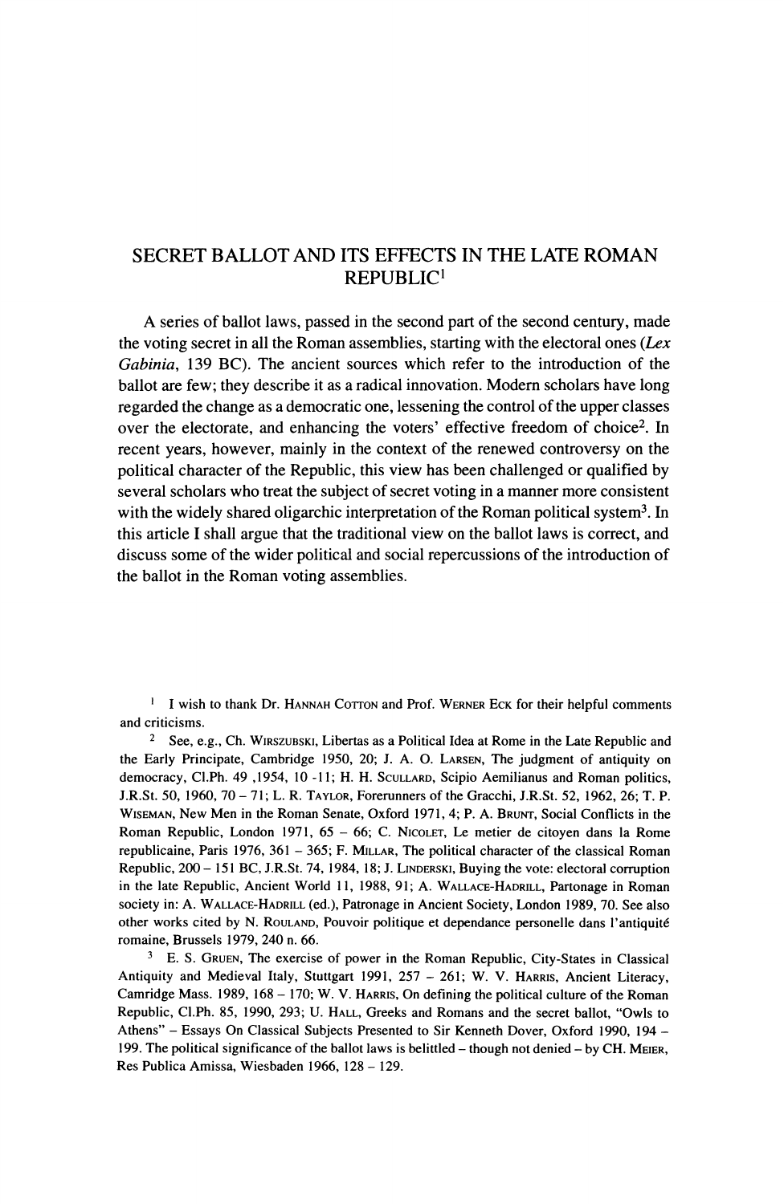# SECRET BALLOT AND ITS EFFECTS IN THE LATE ROMAN REPUBLIC[1]

A series of ballot laws, passed in the second part of the second century, made the voting secret in all the Roman assemblies, starting with the electoral ones (*Lex Gabinia*, 139 BC). The ancient sources which refer to the introduction of the ballot are few; they describe it as a radical innovation. Modern scholars have long regarded the change as a democratic one, lessening the control of the upper classes over the electorate, and enhancing the voters' effective freedom of choice[2]. In recent years, however, mainly in the context of the renewed controversy on the political character of the Republic, this view has been challenged or qualified by several scholars who treat the subject of secret voting in a manner more consistent with the widely shared oligarchic interpretation of the Roman political system[3]. In this article I shall argue that the traditional view on the ballot laws is correct, and discuss some of the wider political and social repercussions of the introduction of the ballot in the Roman voting assemblies.

---

[1] I wish to thank Dr. HANNAH COTTON and Prof. WERNER ECK for their helpful comments and criticisms.

[2] See, e.g., Ch. WIRSZUBSKI, Libertas as a Political Idea at Rome in the Late Republic and the Early Principate, Cambridge 1950, 20; J. A. O. LARSEN, The judgment of antiquity on democracy, Cl.Ph. 49 ,1954, 10 -11; H. H. SCULLARD, Scipio Aemilianus and Roman politics, J.R.St. 50, 1960, 70 – 71; L. R. TAYLOR, Forerunners of the Gracchi, J.R.St. 52, 1962, 26; T. P. WISEMAN, New Men in the Roman Senate, Oxford 1971, 4; P. A. BRUNT, Social Conflicts in the Roman Republic, London 1971, 65 – 66; C. NICOLET, Le metier de citoyen dans la Rome republicaine, Paris 1976, 361 – 365; F. MILLAR, The political character of the classical Roman Republic, 200 – 151 BC, J.R.St. 74, 1984, 18; J. LINDERSKI, Buying the vote: electoral corruption in the late Republic, Ancient World 11, 1988, 91; A. WALLACE-HADRILL, Partonage in Roman society in: A. WALLACE-HADRILL (ed.), Patronage in Ancient Society, London 1989, 70. See also other works cited by N. ROULAND, Pouvoir politique et dependance personelle dans l'antiquité romaine, Brussels 1979, 240 n. 66.

[3] E. S. GRUEN, The exercise of power in the Roman Republic, City-States in Classical Antiquity and Medieval Italy, Stuttgart 1991, 257 – 261; W. V. HARRIS, Ancient Literacy, Camridge Mass. 1989, 168 – 170; W. V. HARRIS, On defining the political culture of the Roman Republic, Cl.Ph. 85, 1990, 293; U. HALL, Greeks and Romans and the secret ballot, "Owls to Athens" – Essays On Classical Subjects Presented to Sir Kenneth Dover, Oxford 1990, 194 – 199. The political significance of the ballot laws is belittled – though not denied – by CH. MEIER, Res Publica Amissa, Wiesbaden 1966, 128 – 129.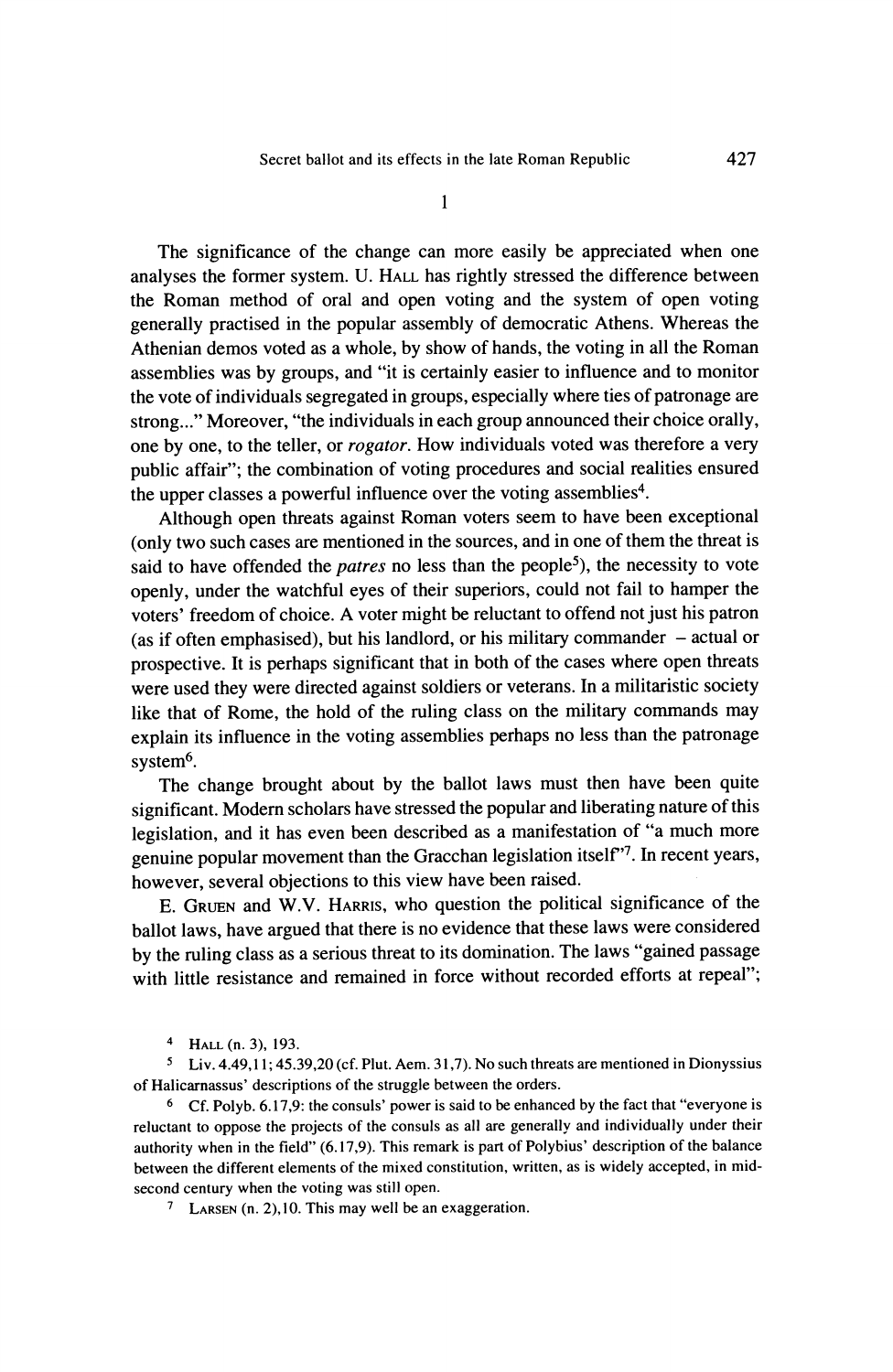## 1

The significance of the change can more easily be appreciated when one analyses the former system. U. HALL has rightly stressed the difference between the Roman method of oral and open voting and the system of open voting generally practised in the popular assembly of democratic Athens. Whereas the Athenian demos voted as a whole, by show of hands, the voting in all the Roman assemblies was by groups, and "it is certainly easier to influence and to monitor the vote of individuals segregated in groups, especially where ties of patronage are strong..." Moreover, "the individuals in each group announced their choice orally, one by one, to the teller, or *rogator*. How individuals voted was therefore a very public affair"; the combination of voting procedures and social realities ensured the upper classes a powerful influence over the voting assemblies[4].

Although open threats against Roman voters seem to have been exceptional (only two such cases are mentioned in the sources, and in one of them the threat is said to have offended the *patres* no less than the people[5]), the necessity to vote openly, under the watchful eyes of their superiors, could not fail to hamper the voters' freedom of choice. A voter might be reluctant to offend not just his patron (as if often emphasised), but his landlord, or his military commander – actual or prospective. It is perhaps significant that in both of the cases where open threats were used they were directed against soldiers or veterans. In a militaristic society like that of Rome, the hold of the ruling class on the military commands may explain its influence in the voting assemblies perhaps no less than the patronage system[6].

The change brought about by the ballot laws must then have been quite significant. Modern scholars have stressed the popular and liberating nature of this legislation, and it has even been described as a manifestation of "a much more genuine popular movement than the Gracchan legislation itself"[7]. In recent years, however, several objections to this view have been raised.

E. GRUEN and W.V. HARRIS, who question the political significance of the ballot laws, have argued that there is no evidence that these laws were considered by the ruling class as a serious threat to its domination. The laws "gained passage with little resistance and remained in force without recorded efforts at repeal";

---

[4] HALL (n. 3), 193.

[5] Liv. 4.49,11; 45.39,20 (cf. Plut. Aem. 31,7). No such threats are mentioned in Dionyssius of Halicarnassus' descriptions of the struggle between the orders.

[6] Cf. Polyb. 6.17,9: the consuls' power is said to be enhanced by the fact that "everyone is reluctant to oppose the projects of the consuls as all are generally and individually under their authority when in the field" (6.17,9). This remark is part of Polybius' description of the balance between the different elements of the mixed constitution, written, as is widely accepted, in mid-second century when the voting was still open.

[7] LARSEN (n. 2), 10. This may well be an exaggeration.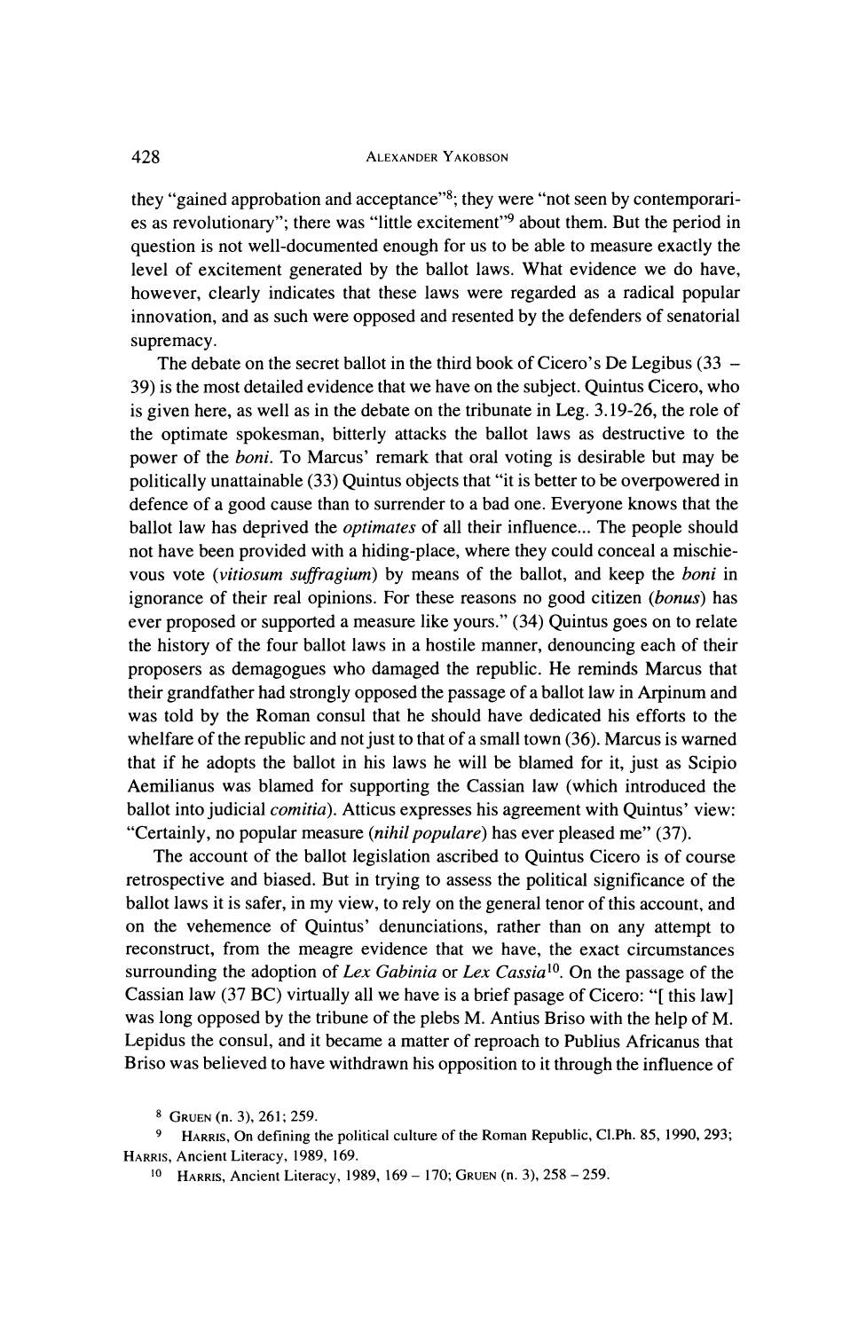they "gained approbation and acceptance"[8]; they were "not seen by contemporaries as revolutionary"; there was "little excitement"[9] about them. But the period in question is not well-documented enough for us to be able to measure exactly the level of excitement generated by the ballot laws. What evidence we do have, however, clearly indicates that these laws were regarded as a radical popular innovation, and as such were opposed and resented by the defenders of senatorial supremacy.

The debate on the secret ballot in the third book of Cicero's De Legibus (33 – 39) is the most detailed evidence that we have on the subject. Quintus Cicero, who is given here, as well as in the debate on the tribunate in Leg. 3.19-26, the role of the optimate spokesman, bitterly attacks the ballot laws as destructive to the power of the *boni*. To Marcus' remark that oral voting is desirable but may be politically unattainable (33) Quintus objects that "it is better to be overpowered in defence of a good cause than to surrender to a bad one. Everyone knows that the ballot law has deprived the *optimates* of all their influence... The people should not have been provided with a hiding-place, where they could conceal a mischievous vote (*vitiosum suffragium*) by means of the ballot, and keep the *boni* in ignorance of their real opinions. For these reasons no good citizen (*bonus*) has ever proposed or supported a measure like yours." (34) Quintus goes on to relate the history of the four ballot laws in a hostile manner, denouncing each of their proposers as demagogues who damaged the republic. He reminds Marcus that their grandfather had strongly opposed the passage of a ballot law in Arpinum and was told by the Roman consul that he should have dedicated his efforts to the whelfare of the republic and not just to that of a small town (36). Marcus is warned that if he adopts the ballot in his laws he will be blamed for it, just as Scipio Aemilianus was blamed for supporting the Cassian law (which introduced the ballot into judicial *comitia*). Atticus expresses his agreement with Quintus' view: "Certainly, no popular measure (*nihil populare*) has ever pleased me" (37).

The account of the ballot legislation ascribed to Quintus Cicero is of course retrospective and biased. But in trying to assess the political significance of the ballot laws it is safer, in my view, to rely on the general tenor of this account, and on the vehemence of Quintus' denunciations, rather than on any attempt to reconstruct, from the meagre evidence that we have, the exact circumstances surrounding the adoption of *Lex Gabinia* or *Lex Cassia*[10]. On the passage of the Cassian law (37 BC) virtually all we have is a brief pasage of Cicero: "[ this law] was long opposed by the tribune of the plebs M. Antius Briso with the help of M. Lepidus the consul, and it became a matter of reproach to Publius Africanus that Briso was believed to have withdrawn his opposition to it through the influence of

---

[8] Gruen (n. 3), 261; 259.

[9] Harris, On defining the political culture of the Roman Republic, Cl.Ph. 85, 1990, 293; Harris, Ancient Literacy, 1989, 169.

[10] Harris, Ancient Literacy, 1989, 169 – 170; Gruen (n. 3), 258 – 259.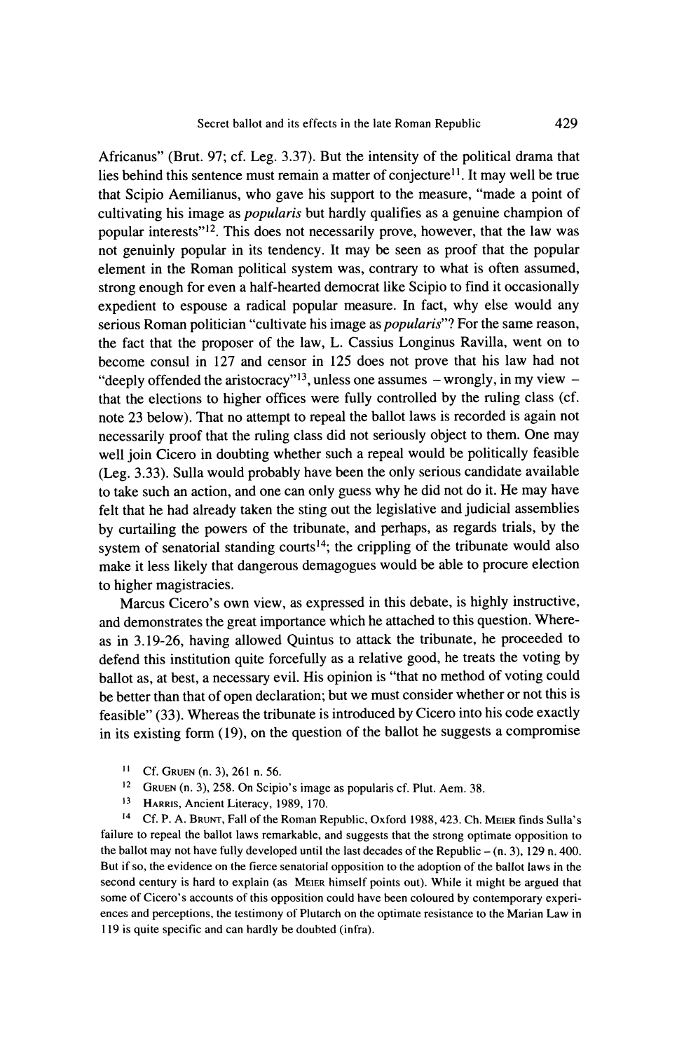Africanus" (Brut. 97; cf. Leg. 3.37). But the intensity of the political drama that lies behind this sentence must remain a matter of conjecture[11]. It may well be true that Scipio Aemilianus, who gave his support to the measure, "made a point of cultivating his image as *popularis* but hardly qualifies as a genuine champion of popular interests"[12]. This does not necessarily prove, however, that the law was not genuinly popular in its tendency. It may be seen as proof that the popular element in the Roman political system was, contrary to what is often assumed, strong enough for even a half-hearted democrat like Scipio to find it occasionally expedient to espouse a radical popular measure. In fact, why else would any serious Roman politician "cultivate his image as *popularis*"? For the same reason, the fact that the proposer of the law, L. Cassius Longinus Ravilla, went on to become consul in 127 and censor in 125 does not prove that his law had not "deeply offended the aristocracy"[13], unless one assumes – wrongly, in my view – that the elections to higher offices were fully controlled by the ruling class (cf. note 23 below). That no attempt to repeal the ballot laws is recorded is again not necessarily proof that the ruling class did not seriously object to them. One may well join Cicero in doubting whether such a repeal would be politically feasible (Leg. 3.33). Sulla would probably have been the only serious candidate available to take such an action, and one can only guess why he did not do it. He may have felt that he had already taken the sting out the legislative and judicial assemblies by curtailing the powers of the tribunate, and perhaps, as regards trials, by the system of senatorial standing courts[14]; the crippling of the tribunate would also make it less likely that dangerous demagogues would be able to procure election to higher magistracies.

Marcus Cicero's own view, as expressed in this debate, is highly instructive, and demonstrates the great importance which he attached to this question. Whereas in 3.19-26, having allowed Quintus to attack the tribunate, he proceeded to defend this institution quite forcefully as a relative good, he treats the voting by ballot as, at best, a necessary evil. His opinion is "that no method of voting could be better than that of open declaration; but we must consider whether or not this is feasible" (33). Whereas the tribunate is introduced by Cicero into his code exactly in its existing form (19), on the question of the ballot he suggests a compromise

[11] Cf. Gruen (n. 3), 261 n. 56.

[12] Gruen (n. 3), 258. On Scipio's image as popularis cf. Plut. Aem. 38.

[13] Harris, Ancient Literacy, 1989, 170.

[14] Cf. P. A. Brunt, Fall of the Roman Republic, Oxford 1988, 423. Ch. Meier finds Sulla's failure to repeal the ballot laws remarkable, and suggests that the strong optimate opposition to the ballot may not have fully developed until the last decades of the Republic – (n. 3), 129 n. 400. But if so, the evidence on the fierce senatorial opposition to the adoption of the ballot laws in the second century is hard to explain (as Meier himself points out). While it might be argued that some of Cicero's accounts of this opposition could have been coloured by contemporary experiences and perceptions, the testimony of Plutarch on the optimate resistance to the Marian Law in 119 is quite specific and can hardly be doubted (infra).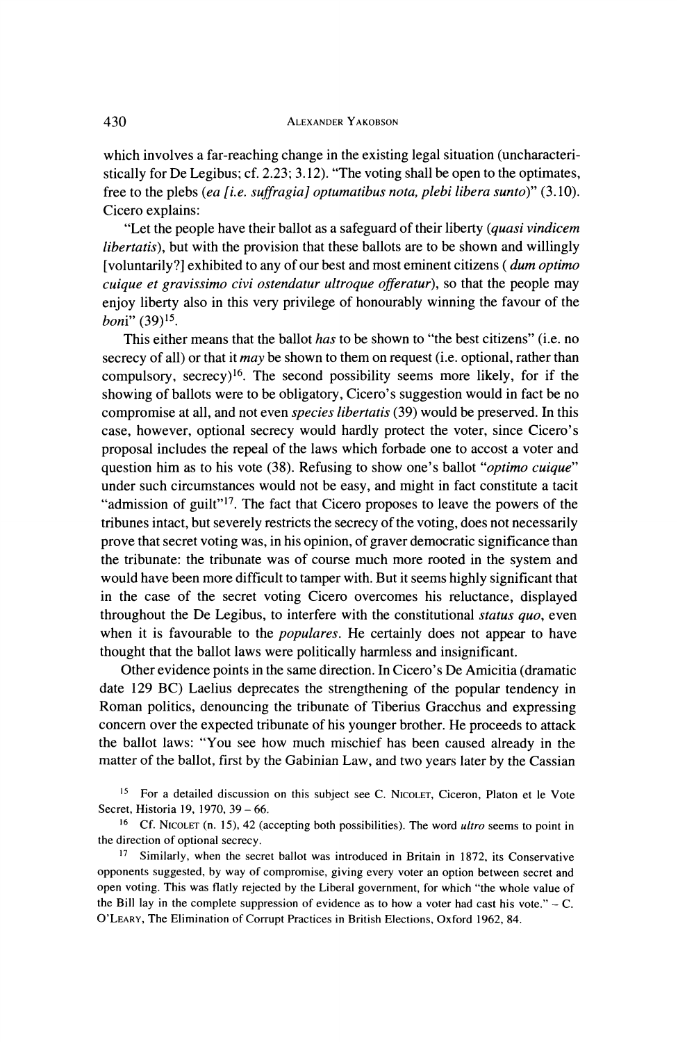which involves a far-reaching change in the existing legal situation (uncharacteristically for De Legibus; cf. 2.23; 3.12). "The voting shall be open to the optimates, free to the plebs (*ea [i.e. suffragia] optumatibus nota, plebi libera sunto*)" (3.10). Cicero explains:

"Let the people have their ballot as a safeguard of their liberty (*quasi vindicem libertatis*), but with the provision that these ballots are to be shown and willingly [voluntarily?] exhibited to any of our best and most eminent citizens (*dum optimo cuique et gravissimo civi ostendatur ultroque offeratur*), so that the people may enjoy liberty also in this very privilege of honourably winning the favour of the *boni*" (39)[15].

This either means that the ballot *has* to be shown to "the best citizens" (i.e. no secrecy of all) or that it *may* be shown to them on request (i.e. optional, rather than compulsory, secrecy)[16]. The second possibility seems more likely, for if the showing of ballots were to be obligatory, Cicero's suggestion would in fact be no compromise at all, and not even *species libertatis* (39) would be preserved. In this case, however, optional secrecy would hardly protect the voter, since Cicero's proposal includes the repeal of the laws which forbade one to accost a voter and question him as to his vote (38). Refusing to show one's ballot "*optimo cuique*" under such circumstances would not be easy, and might in fact constitute a tacit "admission of guilt"[17]. The fact that Cicero proposes to leave the powers of the tribunes intact, but severely restricts the secrecy of the voting, does not necessarily prove that secret voting was, in his opinion, of graver democratic significance than the tribunate: the tribunate was of course much more rooted in the system and would have been more difficult to tamper with. But it seems highly significant that in the case of the secret voting Cicero overcomes his reluctance, displayed throughout the De Legibus, to interfere with the constitutional *status quo*, even when it is favourable to the *populares*. He certainly does not appear to have thought that the ballot laws were politically harmless and insignificant.

Other evidence points in the same direction. In Cicero's De Amicitia (dramatic date 129 BC) Laelius deprecates the strengthening of the popular tendency in Roman politics, denouncing the tribunate of Tiberius Gracchus and expressing concern over the expected tribunate of his younger brother. He proceeds to attack the ballot laws: "You see how much mischief has been caused already in the matter of the ballot, first by the Gabinian Law, and two years later by the Cassian

[15] For a detailed discussion on this subject see C. NICOLET, Ciceron, Platon et le Vote Secret, Historia 19, 1970, 39 – 66.

[16] Cf. NICOLET (n. 15), 42 (accepting both possibilities). The word *ultro* seems to point in the direction of optional secrecy.

[17] Similarly, when the secret ballot was introduced in Britain in 1872, its Conservative opponents suggested, by way of compromise, giving every voter an option between secret and open voting. This was flatly rejected by the Liberal government, for which "the whole value of the Bill lay in the complete suppression of evidence as to how a voter had cast his vote." – C. O'LEARY, The Elimination of Corrupt Practices in British Elections, Oxford 1962, 84.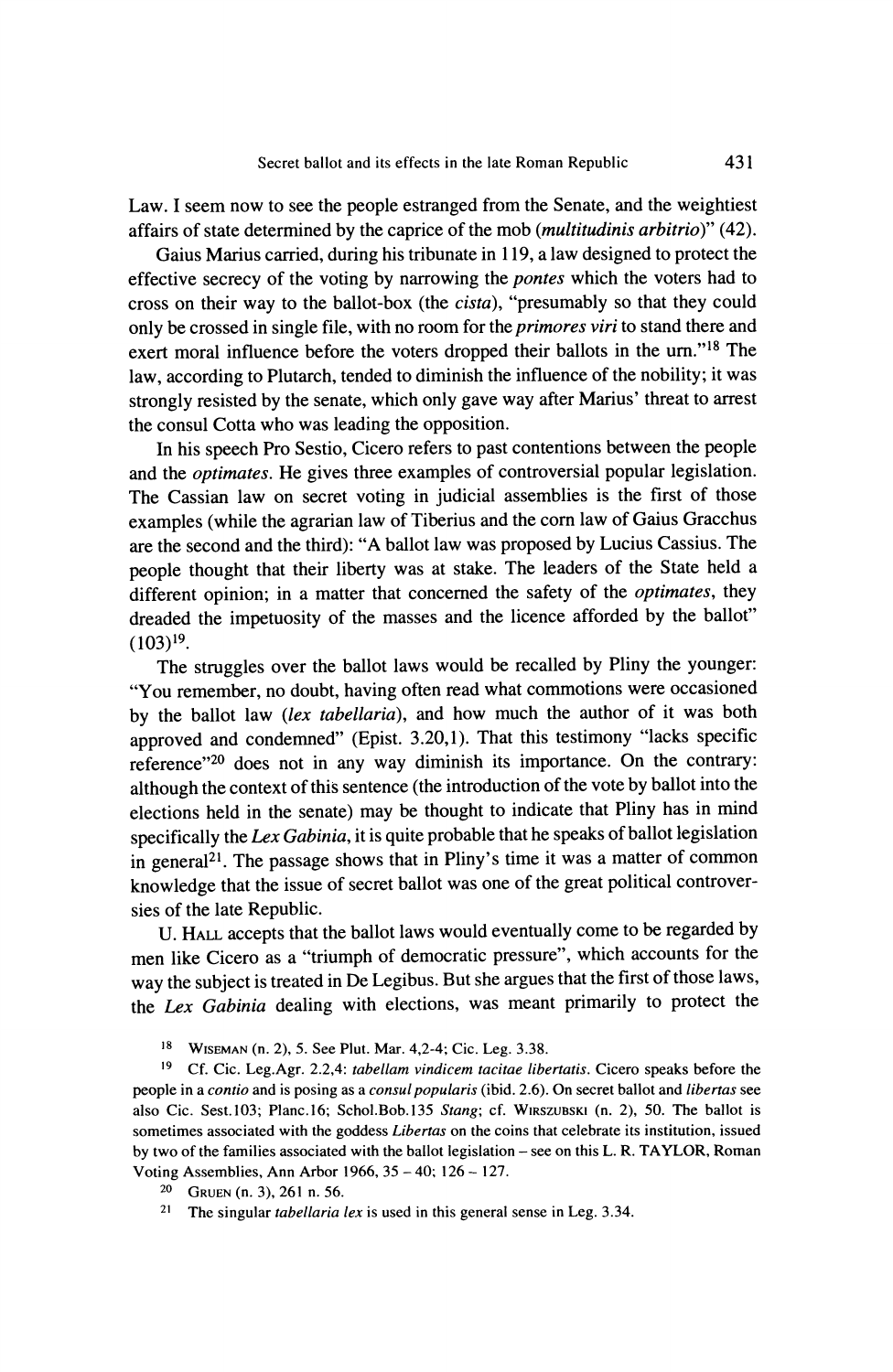Law. I seem now to see the people estranged from the Senate, and the weightiest affairs of state determined by the caprice of the mob (*multitudinis arbitrio*)" (42).

Gaius Marius carried, during his tribunate in 119, a law designed to protect the effective secrecy of the voting by narrowing the *pontes* which the voters had to cross on their way to the ballot-box (the *cista*), "presumably so that they could only be crossed in single file, with no room for the *primores viri* to stand there and exert moral influence before the voters dropped their ballots in the urn."[18] The law, according to Plutarch, tended to diminish the influence of the nobility; it was strongly resisted by the senate, which only gave way after Marius' threat to arrest the consul Cotta who was leading the opposition.

In his speech Pro Sestio, Cicero refers to past contentions between the people and the *optimates*. He gives three examples of controversial popular legislation. The Cassian law on secret voting in judicial assemblies is the first of those examples (while the agrarian law of Tiberius and the corn law of Gaius Gracchus are the second and the third): "A ballot law was proposed by Lucius Cassius. The people thought that their liberty was at stake. The leaders of the State held a different opinion; in a matter that concerned the safety of the *optimates*, they dreaded the impetuosity of the masses and the licence afforded by the ballot" (103)[19].

The struggles over the ballot laws would be recalled by Pliny the younger: "You remember, no doubt, having often read what commotions were occasioned by the ballot law (*lex tabellaria*), and how much the author of it was both approved and condemned" (Epist. 3.20,1). That this testimony "lacks specific reference"[20] does not in any way diminish its importance. On the contrary: although the context of this sentence (the introduction of the vote by ballot into the elections held in the senate) may be thought to indicate that Pliny has in mind specifically the *Lex Gabinia*, it is quite probable that he speaks of ballot legislation in general[21]. The passage shows that in Pliny's time it was a matter of common knowledge that the issue of secret ballot was one of the great political controversies of the late Republic.

U. Hall accepts that the ballot laws would eventually come to be regarded by men like Cicero as a "triumph of democratic pressure", which accounts for the way the subject is treated in De Legibus. But she argues that the first of those laws, the *Lex Gabinia* dealing with elections, was meant primarily to protect the

---

[18] Wiseman (n. 2), 5. See Plut. Mar. 4,2-4; Cic. Leg. 3.38.

[19] Cf. Cic. Leg.Agr. 2.2,4: *tabellam vindicem tacitae libertatis*. Cicero speaks before the people in a *contio* and is posing as a *consul popularis* (ibid. 2.6). On secret ballot and *libertas* see also Cic. Sest.103; Planc.16; Schol.Bob.135 *Stang*; cf. Wirszubski (n. 2), 50. The ballot is sometimes associated with the goddess *Libertas* on the coins that celebrate its institution, issued by two of the families associated with the ballot legislation – see on this L. R. Taylor, Roman Voting Assemblies, Ann Arbor 1966, 35 – 40; 126 – 127.

[20] Gruen (n. 3), 261 n. 56.

[21] The singular *tabellaria lex* is used in this general sense in Leg. 3.34.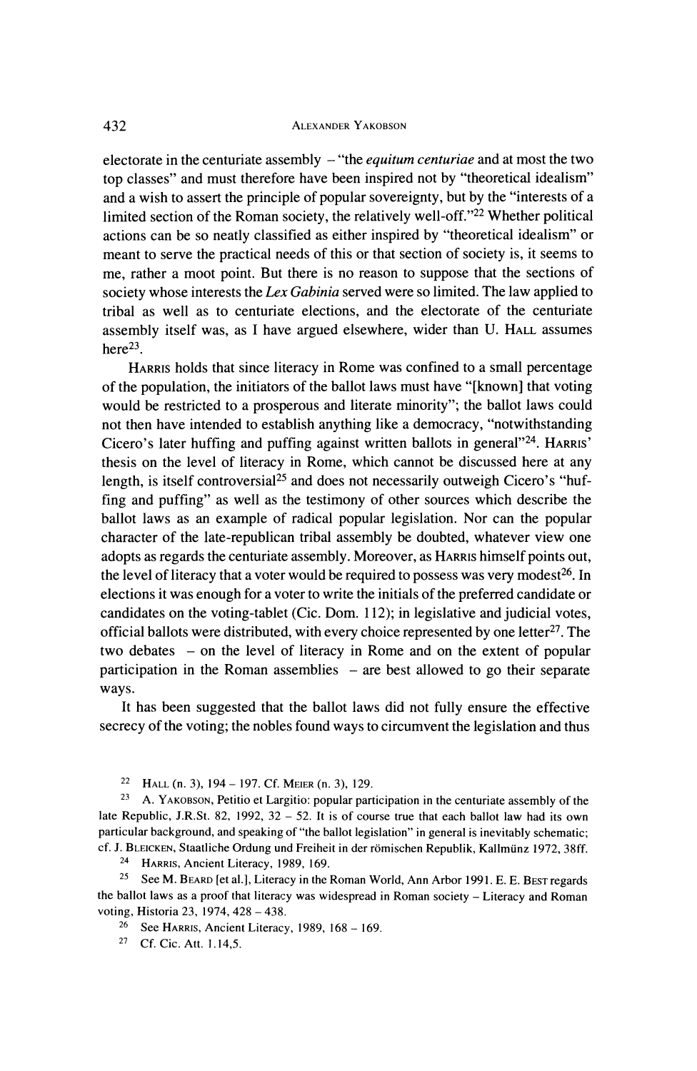electorate in the centuriate assembly – "the *equitum centuriae* and at most the two top classes" and must therefore have been inspired not by "theoretical idealism" and a wish to assert the principle of popular sovereignty, but by the "interests of a limited section of the Roman society, the relatively well-off."[22] Whether political actions can be so neatly classified as either inspired by "theoretical idealism" or meant to serve the practical needs of this or that section of society is, it seems to me, rather a moot point. But there is no reason to suppose that the sections of society whose interests the *Lex Gabinia* served were so limited. The law applied to tribal as well as to centuriate elections, and the electorate of the centuriate assembly itself was, as I have argued elsewhere, wider than U. HALL assumes here[23].

HARRIS holds that since literacy in Rome was confined to a small percentage of the population, the initiators of the ballot laws must have "[known] that voting would be restricted to a prosperous and literate minority"; the ballot laws could not then have intended to establish anything like a democracy, "notwithstanding Cicero's later huffing and puffing against written ballots in general"[24]. HARRIS' thesis on the level of literacy in Rome, which cannot be discussed here at any length, is itself controversial[25] and does not necessarily outweigh Cicero's "huffing and puffing" as well as the testimony of other sources which describe the ballot laws as an example of radical popular legislation. Nor can the popular character of the late-republican tribal assembly be doubted, whatever view one adopts as regards the centuriate assembly. Moreover, as HARRIS himself points out, the level of literacy that a voter would be required to possess was very modest[26]. In elections it was enough for a voter to write the initials of the preferred candidate or candidates on the voting-tablet (Cic. Dom. 112); in legislative and judicial votes, official ballots were distributed, with every choice represented by one letter[27]. The two debates – on the level of literacy in Rome and on the extent of popular participation in the Roman assemblies – are best allowed to go their separate ways.

It has been suggested that the ballot laws did not fully ensure the effective secrecy of the voting; the nobles found ways to circumvent the legislation and thus

[22] HALL (n. 3), 194 – 197. Cf. MEIER (n. 3), 129.

[23] A. YAKOBSON, Petitio et Largitio: popular participation in the centuriate assembly of the late Republic, J.R.St. 82, 1992, 32 – 52. It is of course true that each ballot law had its own particular background, and speaking of "the ballot legislation" in general is inevitably schematic; cf. J. BLEICKEN, Staatliche Ordung und Freiheit in der römischen Republik, Kallmünz 1972, 38ff.

[24] HARRIS, Ancient Literacy, 1989, 169.

[25] See M. BEARD [et al.], Literacy in the Roman World, Ann Arbor 1991. E. E. BEST regards the ballot laws as a proof that literacy was widespread in Roman society – Literacy and Roman voting, Historia 23, 1974, 428 – 438.

[26] See HARRIS, Ancient Literacy, 1989, 168 – 169.

[27] Cf. Cic. Att. 1.14,5.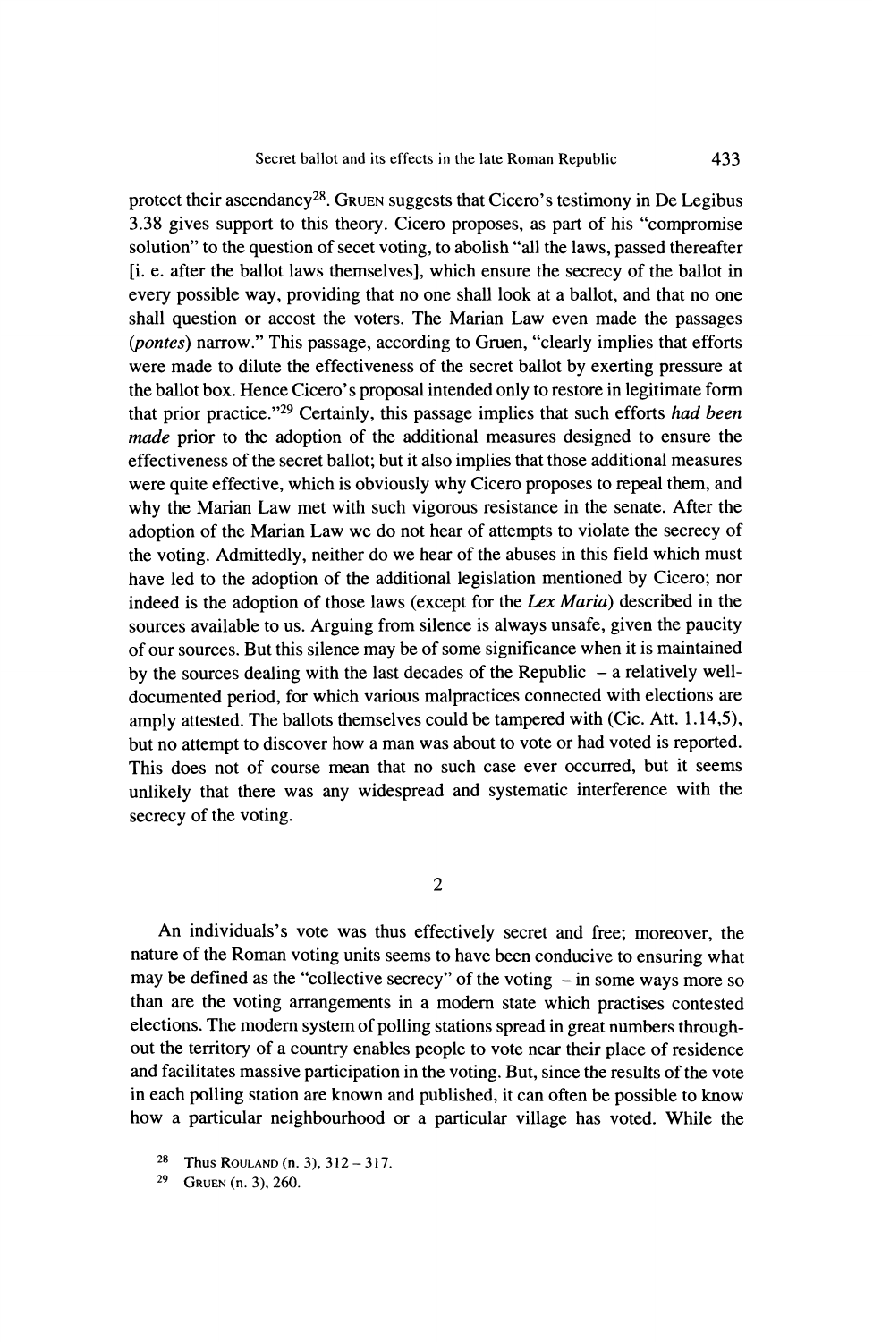protect their ascendancy[28]. GRUEN suggests that Cicero's testimony in De Legibus 3.38 gives support to this theory. Cicero proposes, as part of his "compromise solution" to the question of secet voting, to abolish "all the laws, passed thereafter [i. e. after the ballot laws themselves], which ensure the secrecy of the ballot in every possible way, providing that no one shall look at a ballot, and that no one shall question or accost the voters. The Marian Law even made the passages (*pontes*) narrow." This passage, according to Gruen, "clearly implies that efforts were made to dilute the effectiveness of the secret ballot by exerting pressure at the ballot box. Hence Cicero's proposal intended only to restore in legitimate form that prior practice."[29] Certainly, this passage implies that such efforts *had been made* prior to the adoption of the additional measures designed to ensure the effectiveness of the secret ballot; but it also implies that those additional measures were quite effective, which is obviously why Cicero proposes to repeal them, and why the Marian Law met with such vigorous resistance in the senate. After the adoption of the Marian Law we do not hear of attempts to violate the secrecy of the voting. Admittedly, neither do we hear of the abuses in this field which must have led to the adoption of the additional legislation mentioned by Cicero; nor indeed is the adoption of those laws (except for the *Lex Maria*) described in the sources available to us. Arguing from silence is always unsafe, given the paucity of our sources. But this silence may be of some significance when it is maintained by the sources dealing with the last decades of the Republic – a relatively well-documented period, for which various malpractices connected with elections are amply attested. The ballots themselves could be tampered with (Cic. Att. 1.14,5), but no attempt to discover how a man was about to vote or had voted is reported. This does not of course mean that no such case ever occurred, but it seems unlikely that there was any widespread and systematic interference with the secrecy of the voting.

## 2

An individuals's vote was thus effectively secret and free; moreover, the nature of the Roman voting units seems to have been conducive to ensuring what may be defined as the "collective secrecy" of the voting – in some ways more so than are the voting arrangements in a modern state which practises contested elections. The modern system of polling stations spread in great numbers throughout the territory of a country enables people to vote near their place of residence and facilitates massive participation in the voting. But, since the results of the vote in each polling station are known and published, it can often be possible to know how a particular neighbourhood or a particular village has voted. While the

[28] Thus ROULAND (n. 3), 312 – 317.

[29] GRUEN (n. 3), 260.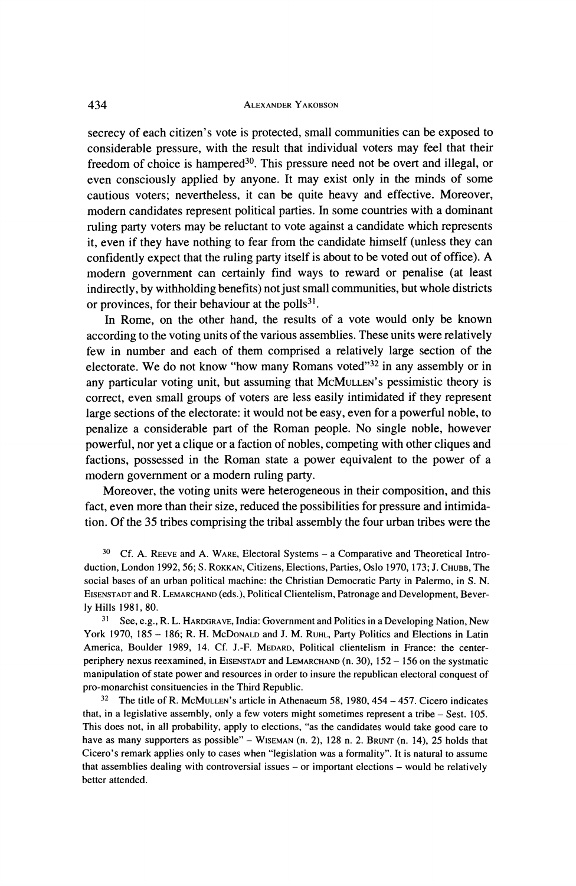secrecy of each citizen's vote is protected, small communities can be exposed to considerable pressure, with the result that individual voters may feel that their freedom of choice is hampered[30]. This pressure need not be overt and illegal, or even consciously applied by anyone. It may exist only in the minds of some cautious voters; nevertheless, it can be quite heavy and effective. Moreover, modern candidates represent political parties. In some countries with a dominant ruling party voters may be reluctant to vote against a candidate which represents it, even if they have nothing to fear from the candidate himself (unless they can confidently expect that the ruling party itself is about to be voted out of office). A modern government can certainly find ways to reward or penalise (at least indirectly, by withholding benefits) not just small communities, but whole districts or provinces, for their behaviour at the polls[31].

In Rome, on the other hand, the results of a vote would only be known according to the voting units of the various assemblies. These units were relatively few in number and each of them comprised a relatively large section of the electorate. We do not know "how many Romans voted"[32] in any assembly or in any particular voting unit, but assuming that McMullen's pessimistic theory is correct, even small groups of voters are less easily intimidated if they represent large sections of the electorate: it would not be easy, even for a powerful noble, to penalize a considerable part of the Roman people. No single noble, however powerful, nor yet a clique or a faction of nobles, competing with other cliques and factions, possessed in the Roman state a power equivalent to the power of a modern government or a modern ruling party.

Moreover, the voting units were heterogeneous in their composition, and this fact, even more than their size, reduced the possibilities for pressure and intimidation. Of the 35 tribes comprising the tribal assembly the four urban tribes were the

---

[30] Cf. A. Reeve and A. Ware, Electoral Systems – a Comparative and Theoretical Introduction, London 1992, 56; S. Rokkan, Citizens, Elections, Parties, Oslo 1970, 173; J. Chubb, The social bases of an urban political machine: the Christian Democratic Party in Palermo, in S. N. Eisenstadt and R. Lemarchand (eds.), Political Clientelism, Patronage and Development, Beverly Hills 1981, 80.

[31] See, e.g., R. L. Hardgrave, India: Government and Politics in a Developing Nation, New York 1970, 185 – 186; R. H. McDonald and J. M. Ruhl, Party Politics and Elections in Latin America, Boulder 1989, 14. Cf. J.-F. Medard, Political clientelism in France: the center-periphery nexus reexamined, in Eisenstadt and Lemarchand (n. 30), 152 – 156 on the systmatic manipulation of state power and resources in order to insure the republican electoral conquest of pro-monarchist consituencies in the Third Republic.

[32] The title of R. McMullen's article in Athenaeum 58, 1980, 454 – 457. Cicero indicates that, in a legislative assembly, only a few voters might sometimes represent a tribe – Sest. 105. This does not, in all probability, apply to elections, "as the candidates would take good care to have as many supporters as possible" – Wiseman (n. 2), 128 n. 2. Brunt (n. 14), 25 holds that Cicero's remark applies only to cases when "legislation was a formality". It is natural to assume that assemblies dealing with controversial issues – or important elections – would be relatively better attended.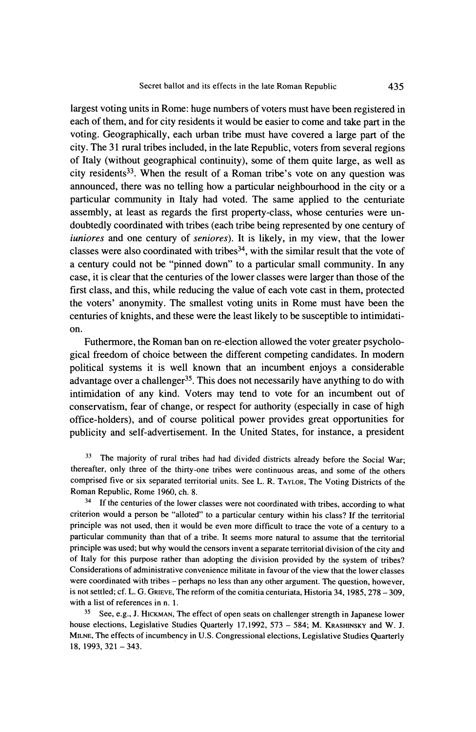largest voting units in Rome: huge numbers of voters must have been registered in each of them, and for city residents it would be easier to come and take part in the voting. Geographically, each urban tribe must have covered a large part of the city. The 31 rural tribes included, in the late Republic, voters from several regions of Italy (without geographical continuity), some of them quite large, as well as city residents[33]. When the result of a Roman tribe's vote on any question was announced, there was no telling how a particular neighbourhood in the city or a particular community in Italy had voted. The same applied to the centuriate assembly, at least as regards the first property-class, whose centuries were undoubtedly coordinated with tribes (each tribe being represented by one century of *iuniores* and one century of *seniores*). It is likely, in my view, that the lower classes were also coordinated with tribes[34], with the similar result that the vote of a century could not be "pinned down" to a particular small community. In any case, it is clear that the centuries of the lower classes were larger than those of the first class, and this, while reducing the value of each vote cast in them, protected the voters' anonymity. The smallest voting units in Rome must have been the centuries of knights, and these were the least likely to be susceptible to intimidation.

Futhermore, the Roman ban on re-election allowed the voter greater psychological freedom of choice between the different competing candidates. In modern political systems it is well known that an incumbent enjoys a considerable advantage over a challenger[35]. This does not necessarily have anything to do with intimidation of any kind. Voters may tend to vote for an incumbent out of conservatism, fear of change, or respect for authority (especially in case of high office-holders), and of course political power provides great opportunities for publicity and self-advertisement. In the United States, for instance, a president

[33] The majority of rural tribes had had divided districts already before the Social War; thereafter, only three of the thirty-one tribes were continuous areas, and some of the others comprised five or six separated territorial units. See L. R. Taylor, The Voting Districts of the Roman Republic, Rome 1960, ch. 8.

[34] If the centuries of the lower classes were not coordinated with tribes, according to what criterion would a person be "alloted" to a particular century within his class? If the territorial principle was not used, then it would be even more difficult to trace the vote of a century to a particular community than that of a tribe. It seems more natural to assume that the territorial principle was used; but why would the censors invent a separate territorial division of the city and of Italy for this purpose rather than adopting the division provided by the system of tribes? Considerations of administrative convenience militate in favour of the view that the lower classes were coordinated with tribes – perhaps no less than any other argument. The question, however, is not settled; cf. L. G. Grieve, The reform of the comitia centuriata, Historia 34, 1985, 278 – 309, with a list of references in n. 1.

[35] See, e.g., J. Hickman, The effect of open seats on challenger strength in Japanese lower house elections, Legislative Studies Quarterly 17,1992, 573 – 584; M. Krashinsky and W. J. Milne, The effects of incumbency in U.S. Congressional elections, Legislative Studies Quarterly 18, 1993, 321 – 343.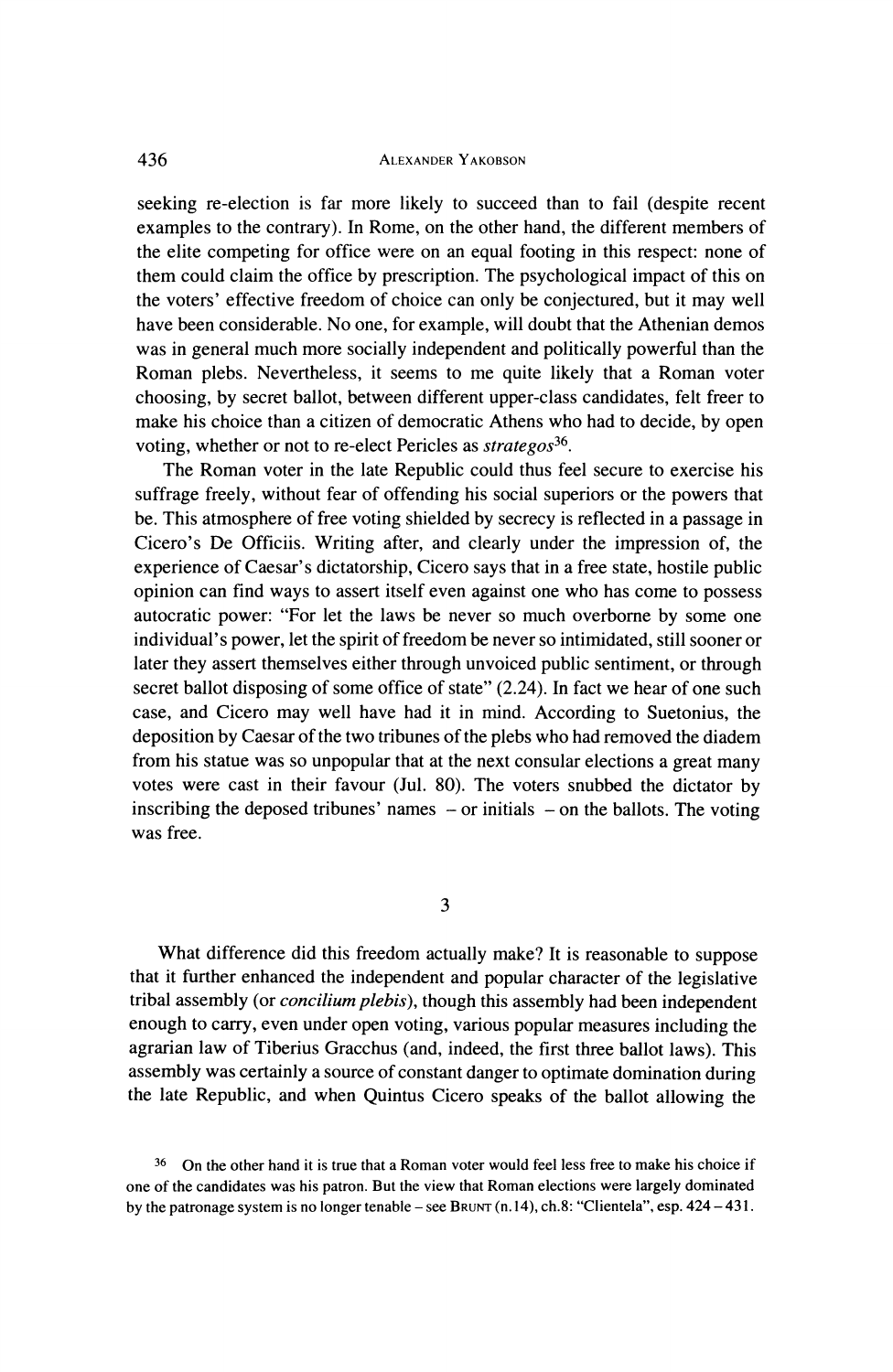seeking re-election is far more likely to succeed than to fail (despite recent examples to the contrary). In Rome, on the other hand, the different members of the elite competing for office were on an equal footing in this respect: none of them could claim the office by prescription. The psychological impact of this on the voters' effective freedom of choice can only be conjectured, but it may well have been considerable. No one, for example, will doubt that the Athenian demos was in general much more socially independent and politically powerful than the Roman plebs. Nevertheless, it seems to me quite likely that a Roman voter choosing, by secret ballot, between different upper-class candidates, felt freer to make his choice than a citizen of democratic Athens who had to decide, by open voting, whether or not to re-elect Pericles as *strategos*[36].

The Roman voter in the late Republic could thus feel secure to exercise his suffrage freely, without fear of offending his social superiors or the powers that be. This atmosphere of free voting shielded by secrecy is reflected in a passage in Cicero's De Officiis. Writing after, and clearly under the impression of, the experience of Caesar's dictatorship, Cicero says that in a free state, hostile public opinion can find ways to assert itself even against one who has come to possess autocratic power: "For let the laws be never so much overborne by some one individual's power, let the spirit of freedom be never so intimidated, still sooner or later they assert themselves either through unvoiced public sentiment, or through secret ballot disposing of some office of state" (2.24). In fact we hear of one such case, and Cicero may well have had it in mind. According to Suetonius, the deposition by Caesar of the two tribunes of the plebs who had removed the diadem from his statue was so unpopular that at the next consular elections a great many votes were cast in their favour (Jul. 80). The voters snubbed the dictator by inscribing the deposed tribunes' names – or initials – on the ballots. The voting was free.

## 3

What difference did this freedom actually make? It is reasonable to suppose that it further enhanced the independent and popular character of the legislative tribal assembly (or *concilium plebis*), though this assembly had been independent enough to carry, even under open voting, various popular measures including the agrarian law of Tiberius Gracchus (and, indeed, the first three ballot laws). This assembly was certainly a source of constant danger to optimate domination during the late Republic, and when Quintus Cicero speaks of the ballot allowing the

[36] On the other hand it is true that a Roman voter would feel less free to make his choice if one of the candidates was his patron. But the view that Roman elections were largely dominated by the patronage system is no longer tenable – see BRUNT (n.14), ch.8: "Clientela", esp. 424 – 431.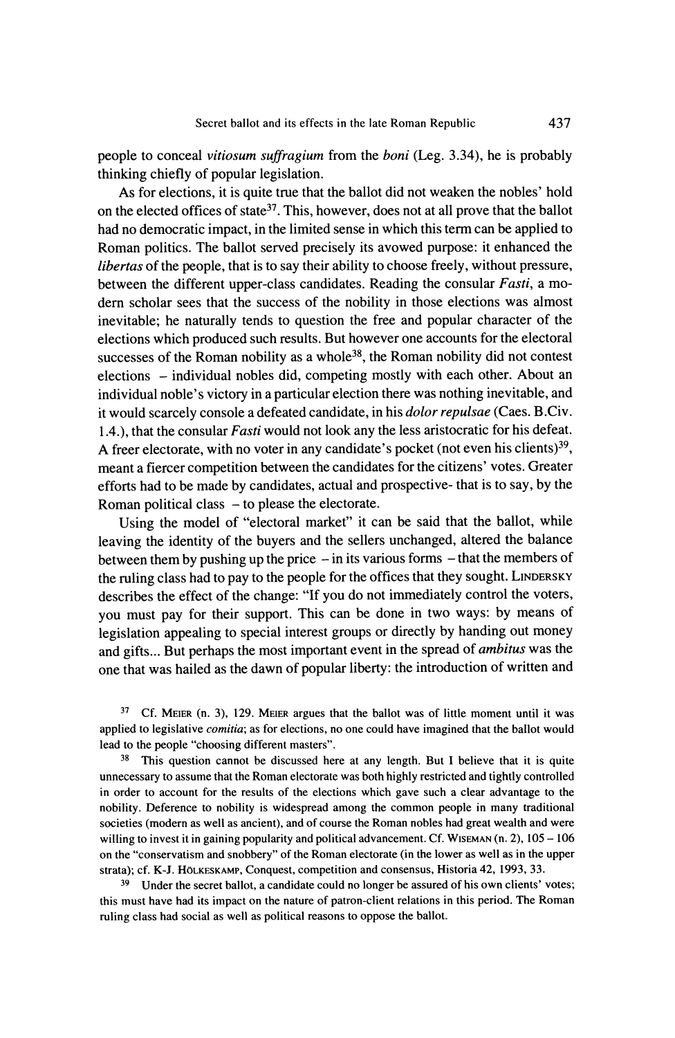people to conceal *vitiosum suffragium* from the *boni* (Leg. 3.34), he is probably thinking chiefly of popular legislation.

As for elections, it is quite true that the ballot did not weaken the nobles' hold on the elected offices of state[37]. This, however, does not at all prove that the ballot had no democratic impact, in the limited sense in which this term can be applied to Roman politics. The ballot served precisely its avowed purpose: it enhanced the *libertas* of the people, that is to say their ability to choose freely, without pressure, between the different upper-class candidates. Reading the consular *Fasti*, a modern scholar sees that the success of the nobility in those elections was almost inevitable; he naturally tends to question the free and popular character of the elections which produced such results. But however one accounts for the electoral successes of the Roman nobility as a whole[38], the Roman nobility did not contest elections – individual nobles did, competing mostly with each other. About an individual noble's victory in a particular election there was nothing inevitable, and it would scarcely console a defeated candidate, in his *dolor repulsae* (Caes. B.Civ. 1.4.), that the consular *Fasti* would not look any the less aristocratic for his defeat. A freer electorate, with no voter in any candidate's pocket (not even his clients)[39], meant a fiercer competition between the candidates for the citizens' votes. Greater efforts had to be made by candidates, actual and prospective- that is to say, by the Roman political class – to please the electorate.

Using the model of "electoral market" it can be said that the ballot, while leaving the identity of the buyers and the sellers unchanged, altered the balance between them by pushing up the price – in its various forms – that the members of the ruling class had to pay to the people for the offices that they sought. LINDERSKY describes the effect of the change: "If you do not immediately control the voters, you must pay for their support. This can be done in two ways: by means of legislation appealing to special interest groups or directly by handing out money and gifts... But perhaps the most important event in the spread of *ambitus* was the one that was hailed as the dawn of popular liberty: the introduction of written and

---

[37] Cf. MEIER (n. 3), 129. MEIER argues that the ballot was of little moment until it was applied to legislative *comitia*; as for elections, no one could have imagined that the ballot would lead to the people "choosing different masters".

[38] This question cannot be discussed here at any length. But I believe that it is quite unnecessary to assume that the Roman electorate was both highly restricted and tightly controlled in order to account for the results of the elections which gave such a clear advantage to the nobility. Deference to nobility is widespread among the common people in many traditional societies (modern as well as ancient), and of course the Roman nobles had great wealth and were willing to invest it in gaining popularity and political advancement. Cf. WISEMAN (n. 2), 105 – 106 on the "conservatism and snobbery" of the Roman electorate (in the lower as well as in the upper strata); cf. K-J. HÖLKESKAMP, Conquest, competition and consensus, Historia 42, 1993, 33.

[39] Under the secret ballot, a candidate could no longer be assured of his own clients' votes; this must have had its impact on the nature of patron-client relations in this period. The Roman ruling class had social as well as political reasons to oppose the ballot.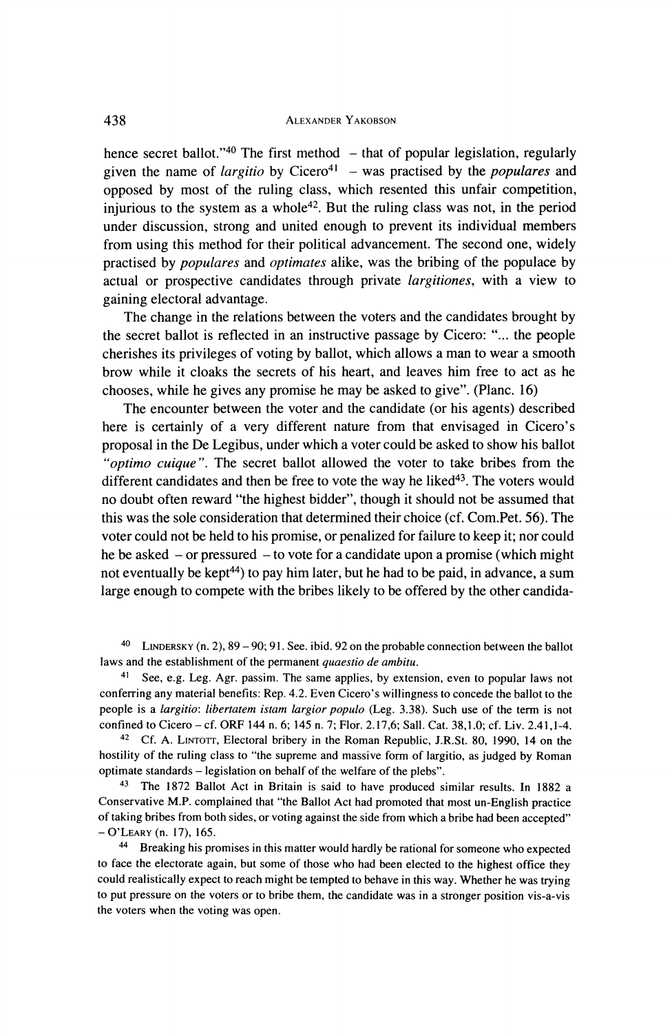hence secret ballot."[40] The first method – that of popular legislation, regularly given the name of *largitio* by Cicero[41] – was practised by the *populares* and opposed by most of the ruling class, which resented this unfair competition, injurious to the system as a whole[42]. But the ruling class was not, in the period under discussion, strong and united enough to prevent its individual members from using this method for their political advancement. The second one, widely practised by *populares* and *optimates* alike, was the bribing of the populace by actual or prospective candidates through private *largitiones*, with a view to gaining electoral advantage.

The change in the relations between the voters and the candidates brought by the secret ballot is reflected in an instructive passage by Cicero: "... the people cherishes its privileges of voting by ballot, which allows a man to wear a smooth brow while it cloaks the secrets of his heart, and leaves him free to act as he chooses, while he gives any promise he may be asked to give". (Planc. 16)

The encounter between the voter and the candidate (or his agents) described here is certainly of a very different nature from that envisaged in Cicero's proposal in the De Legibus, under which a voter could be asked to show his ballot *"optimo cuique"*. The secret ballot allowed the voter to take bribes from the different candidates and then be free to vote the way he liked[43]. The voters would no doubt often reward "the highest bidder", though it should not be assumed that this was the sole consideration that determined their choice (cf. Com.Pet. 56). The voter could not be held to his promise, or penalized for failure to keep it; nor could he be asked – or pressured – to vote for a candidate upon a promise (which might not eventually be kept[44]) to pay him later, but he had to be paid, in advance, a sum large enough to compete with the bribes likely to be offered by the other candida-

[40] Lindersky (n. 2), 89 – 90; 91. See. ibid. 92 on the probable connection between the ballot laws and the establishment of the permanent *quaestio de ambitu*.

[41] See, e.g. Leg. Agr. passim. The same applies, by extension, even to popular laws not conferring any material benefits: Rep. 4.2. Even Cicero's willingness to concede the ballot to the people is a *largitio*: *libertatem istam largior populo* (Leg. 3.38). Such use of the term is not confined to Cicero – cf. ORF 144 n. 6; 145 n. 7; Flor. 2.17,6; Sall. Cat. 38,1.0; cf. Liv. 2.41,1-4.

[42] Cf. A. Lintott, Electoral bribery in the Roman Republic, J.R.St. 80, 1990, 14 on the hostility of the ruling class to "the supreme and massive form of largitio, as judged by Roman optimate standards – legislation on behalf of the welfare of the plebs".

[43] The 1872 Ballot Act in Britain is said to have produced similar results. In 1882 a Conservative M.P. complained that "the Ballot Act had promoted that most un-English practice of taking bribes from both sides, or voting against the side from which a bribe had been accepted" – O'Leary (n. 17), 165.

[44] Breaking his promises in this matter would hardly be rational for someone who expected to face the electorate again, but some of those who had been elected to the highest office they could realistically expect to reach might be tempted to behave in this way. Whether he was trying to put pressure on the voters or to bribe them, the candidate was in a stronger position vis-a-vis the voters when the voting was open.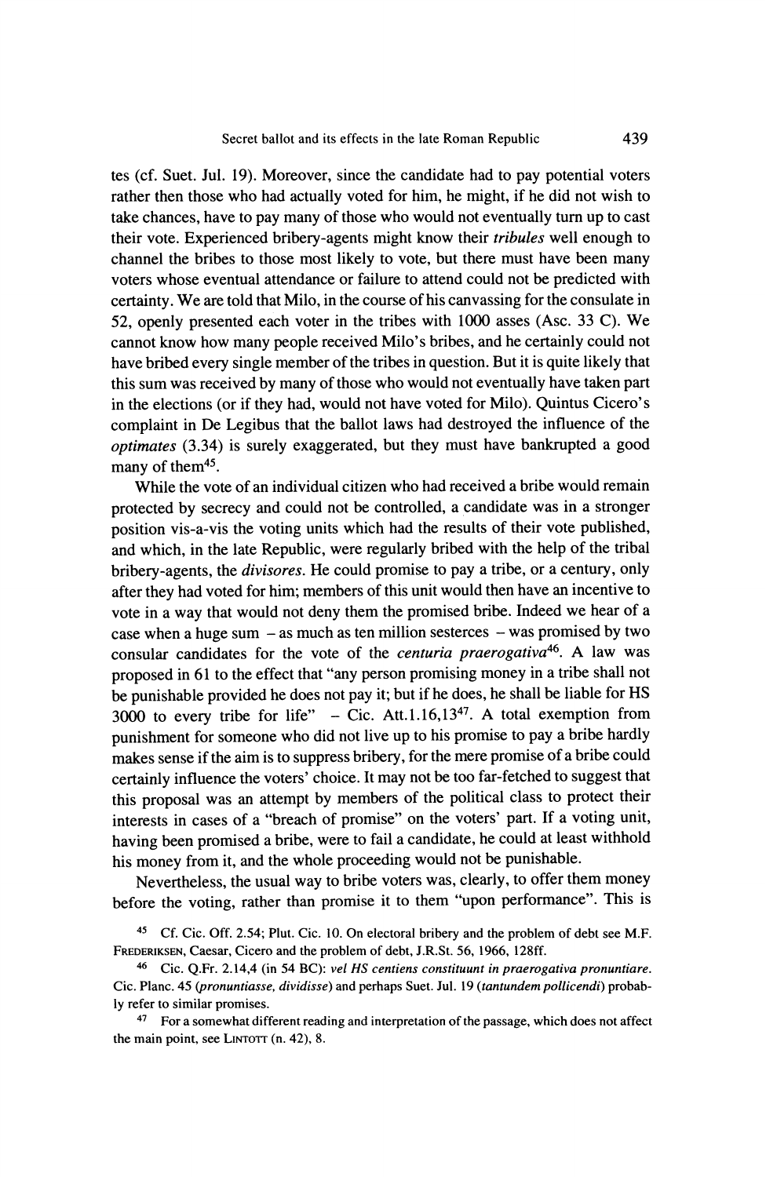tes (cf. Suet. Jul. 19). Moreover, since the candidate had to pay potential voters rather then those who had actually voted for him, he might, if he did not wish to take chances, have to pay many of those who would not eventually turn up to cast their vote. Experienced bribery-agents might know their *tribules* well enough to channel the bribes to those most likely to vote, but there must have been many voters whose eventual attendance or failure to attend could not be predicted with certainty. We are told that Milo, in the course of his canvassing for the consulate in 52, openly presented each voter in the tribes with 1000 asses (Asc. 33 C). We cannot know how many people received Milo's bribes, and he certainly could not have bribed every single member of the tribes in question. But it is quite likely that this sum was received by many of those who would not eventually have taken part in the elections (or if they had, would not have voted for Milo). Quintus Cicero's complaint in De Legibus that the ballot laws had destroyed the influence of the *optimates* (3.34) is surely exaggerated, but they must have bankrupted a good many of them[45].

While the vote of an individual citizen who had received a bribe would remain protected by secrecy and could not be controlled, a candidate was in a stronger position vis-a-vis the voting units which had the results of their vote published, and which, in the late Republic, were regularly bribed with the help of the tribal bribery-agents, the *divisores*. He could promise to pay a tribe, or a century, only after they had voted for him; members of this unit would then have an incentive to vote in a way that would not deny them the promised bribe. Indeed we hear of a case when a huge sum – as much as ten million sesterces – was promised by two consular candidates for the vote of the *centuria praerogativa*[46]. A law was proposed in 61 to the effect that "any person promising money in a tribe shall not be punishable provided he does not pay it; but if he does, he shall be liable for HS 3000 to every tribe for life" – Cic. Att.1.16,13[47]. A total exemption from punishment for someone who did not live up to his promise to pay a bribe hardly makes sense if the aim is to suppress bribery, for the mere promise of a bribe could certainly influence the voters' choice. It may not be too far-fetched to suggest that this proposal was an attempt by members of the political class to protect their interests in cases of a "breach of promise" on the voters' part. If a voting unit, having been promised a bribe, were to fail a candidate, he could at least withhold his money from it, and the whole proceeding would not be punishable.

Nevertheless, the usual way to bribe voters was, clearly, to offer them money before the voting, rather than promise it to them "upon performance". This is

[45] Cf. Cic. Off. 2.54; Plut. Cic. 10. On electoral bribery and the problem of debt see M.F. Frederiksen, Caesar, Cicero and the problem of debt, J.R.St. 56, 1966, 128ff.

[46] Cic. Q.Fr. 2.14,4 (in 54 BC): *vel HS centiens constituunt in praerogativa pronuntiare*. Cic. Planc. 45 (*pronuntiasse, dividisse*) and perhaps Suet. Jul. 19 (*tantundem pollicendi*) probably refer to similar promises.

[47] For a somewhat different reading and interpretation of the passage, which does not affect the main point, see Lintott (n. 42), 8.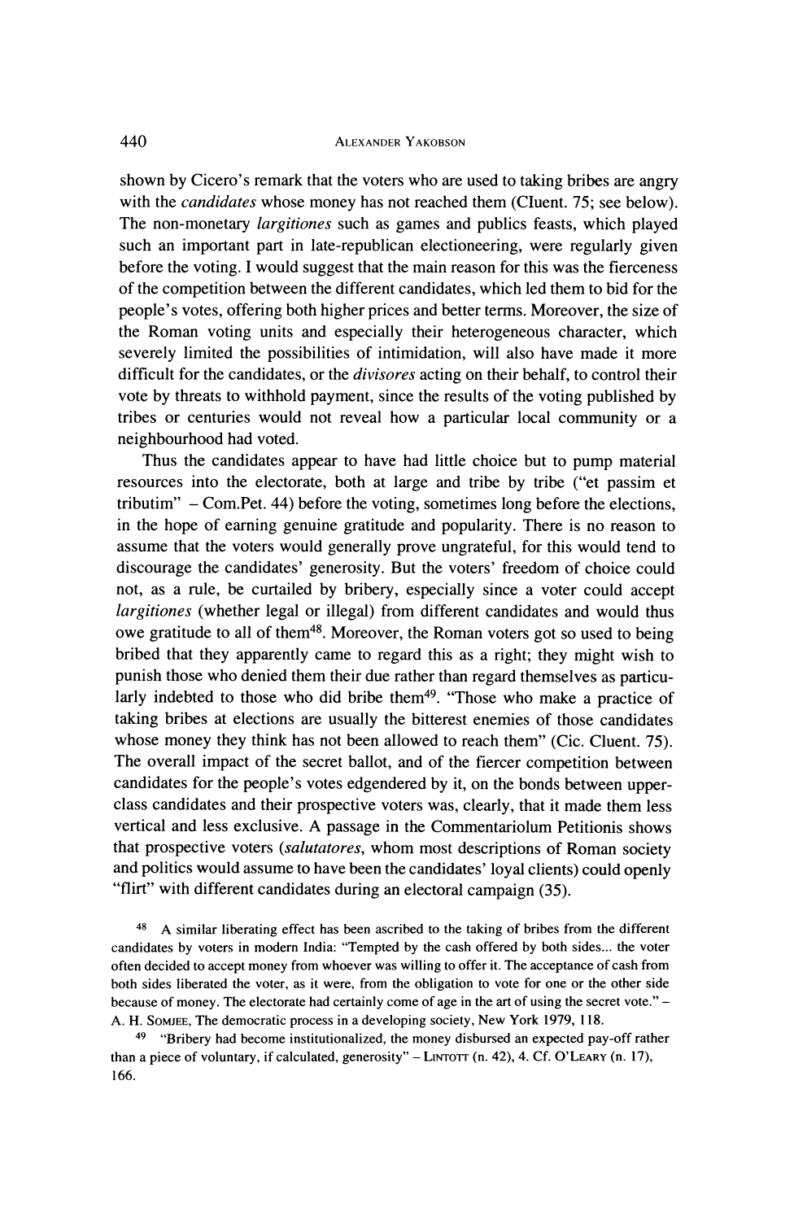shown by Cicero's remark that the voters who are used to taking bribes are angry with the *candidates* whose money has not reached them (Cluent. 75; see below). The non-monetary *largitiones* such as games and publics feasts, which played such an important part in late-republican electioneering, were regularly given before the voting. I would suggest that the main reason for this was the fierceness of the competition between the different candidates, which led them to bid for the people's votes, offering both higher prices and better terms. Moreover, the size of the Roman voting units and especially their heterogeneous character, which severely limited the possibilities of intimidation, will also have made it more difficult for the candidates, or the *divisores* acting on their behalf, to control their vote by threats to withhold payment, since the results of the voting published by tribes or centuries would not reveal how a particular local community or a neighbourhood had voted.

Thus the candidates appear to have had little choice but to pump material resources into the electorate, both at large and tribe by tribe ("et passim et tributim" – Com.Pet. 44) before the voting, sometimes long before the elections, in the hope of earning genuine gratitude and popularity. There is no reason to assume that the voters would generally prove ungrateful, for this would tend to discourage the candidates' generosity. But the voters' freedom of choice could not, as a rule, be curtailed by bribery, especially since a voter could accept *largitiones* (whether legal or illegal) from different candidates and would thus owe gratitude to all of them[48]. Moreover, the Roman voters got so used to being bribed that they apparently came to regard this as a right; they might wish to punish those who denied them their due rather than regard themselves as particularly indebted to those who did bribe them[49]. "Those who make a practice of taking bribes at elections are usually the bitterest enemies of those candidates whose money they think has not been allowed to reach them" (Cic. Cluent. 75). The overall impact of the secret ballot, and of the fiercer competition between candidates for the people's votes edgendered by it, on the bonds between upper-class candidates and their prospective voters was, clearly, that it made them less vertical and less exclusive. A passage in the Commentariolum Petitionis shows that prospective voters (*salutatores*, whom most descriptions of Roman society and politics would assume to have been the candidates' loyal clients) could openly "flirt" with different candidates during an electoral campaign (35).

[48] A similar liberating effect has been ascribed to the taking of bribes from the different candidates by voters in modern India: "Tempted by the cash offered by both sides... the voter often decided to accept money from whoever was willing to offer it. The acceptance of cash from both sides liberated the voter, as it were, from the obligation to vote for one or the other side because of money. The electorate had certainly come of age in the art of using the secret vote." – A. H. Somjee, The democratic process in a developing society, New York 1979, 118.

[49] "Bribery had become institutionalized, the money disbursed an expected pay-off rather than a piece of voluntary, if calculated, generosity" – Lintott (n. 42), 4. Cf. O'Leary (n. 17), 166.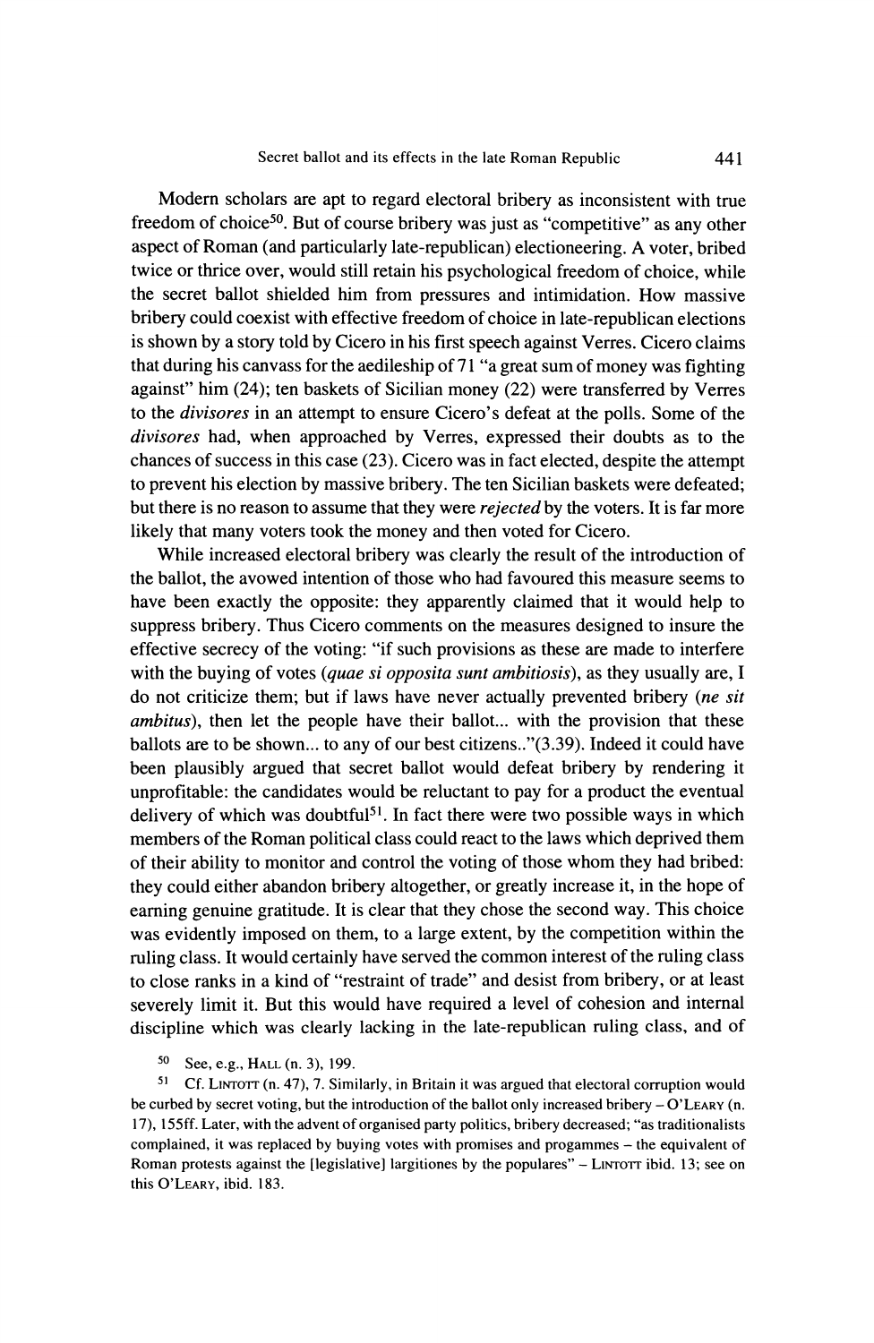Modern scholars are apt to regard electoral bribery as inconsistent with true freedom of choice[50]. But of course bribery was just as "competitive" as any other aspect of Roman (and particularly late-republican) electioneering. A voter, bribed twice or thrice over, would still retain his psychological freedom of choice, while the secret ballot shielded him from pressures and intimidation. How massive bribery could coexist with effective freedom of choice in late-republican elections is shown by a story told by Cicero in his first speech against Verres. Cicero claims that during his canvass for the aedileship of 71 "a great sum of money was fighting against" him (24); ten baskets of Sicilian money (22) were transferred by Verres to the *divisores* in an attempt to ensure Cicero's defeat at the polls. Some of the *divisores* had, when approached by Verres, expressed their doubts as to the chances of success in this case (23). Cicero was in fact elected, despite the attempt to prevent his election by massive bribery. The ten Sicilian baskets were defeated; but there is no reason to assume that they were *rejected* by the voters. It is far more likely that many voters took the money and then voted for Cicero.

While increased electoral bribery was clearly the result of the introduction of the ballot, the avowed intention of those who had favoured this measure seems to have been exactly the opposite: they apparently claimed that it would help to suppress bribery. Thus Cicero comments on the measures designed to insure the effective secrecy of the voting: "if such provisions as these are made to interfere with the buying of votes (*quae si opposita sunt ambitiosis*), as they usually are, I do not criticize them; but if laws have never actually prevented bribery (*ne sit ambitus*), then let the people have their ballot... with the provision that these ballots are to be shown... to any of our best citizens.."(3.39). Indeed it could have been plausibly argued that secret ballot would defeat bribery by rendering it unprofitable: the candidates would be reluctant to pay for a product the eventual delivery of which was doubtful[51]. In fact there were two possible ways in which members of the Roman political class could react to the laws which deprived them of their ability to monitor and control the voting of those whom they had bribed: they could either abandon bribery altogether, or greatly increase it, in the hope of earning genuine gratitude. It is clear that they chose the second way. This choice was evidently imposed on them, to a large extent, by the competition within the ruling class. It would certainly have served the common interest of the ruling class to close ranks in a kind of "restraint of trade" and desist from bribery, or at least severely limit it. But this would have required a level of cohesion and internal discipline which was clearly lacking in the late-republican ruling class, and of

[50] See, e.g., Hall (n. 3), 199.

[51] Cf. Lintott (n. 47), 7. Similarly, in Britain it was argued that electoral corruption would be curbed by secret voting, but the introduction of the ballot only increased bribery – O'Leary (n. 17), 155ff. Later, with the advent of organised party politics, bribery decreased; "as traditionalists complained, it was replaced by buying votes with promises and progammes – the equivalent of Roman protests against the [legislative] largitiones by the populares" – Lintott ibid. 13; see on this O'Leary, ibid. 183.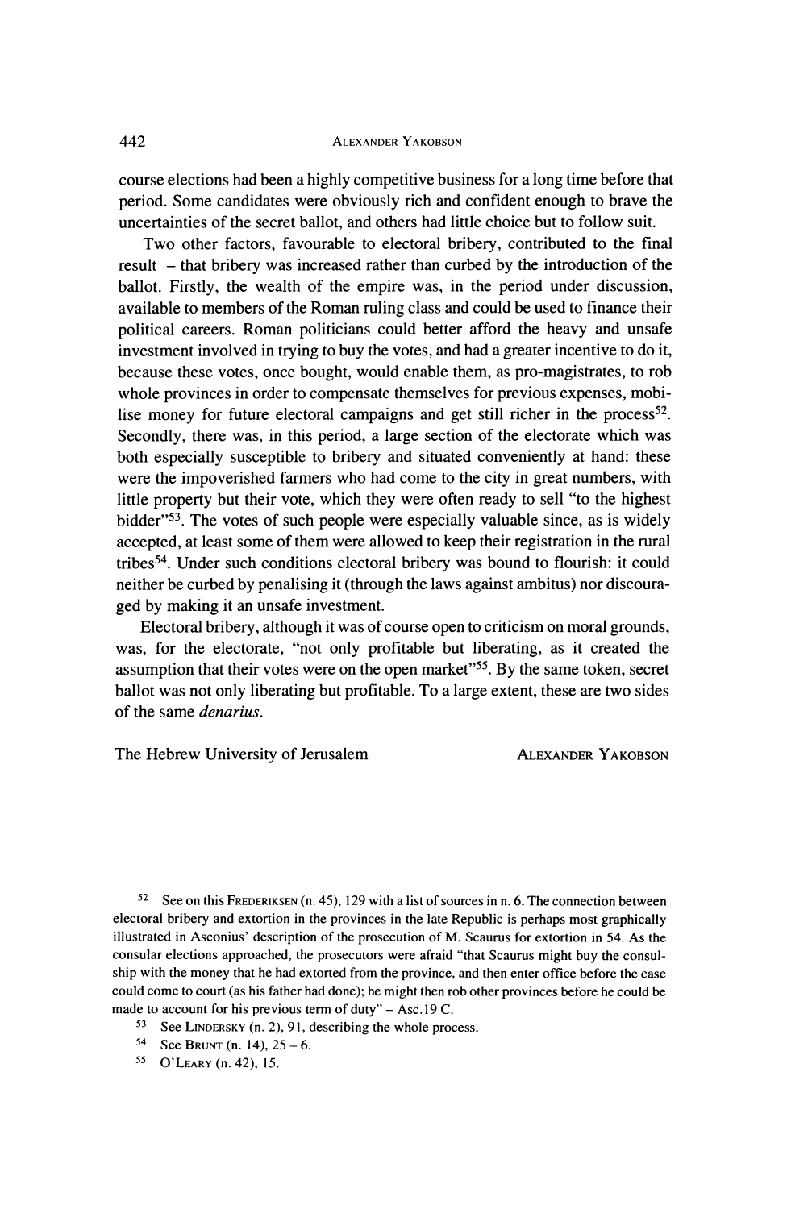course elections had been a highly competitive business for a long time before that period. Some candidates were obviously rich and confident enough to brave the uncertainties of the secret ballot, and others had little choice but to follow suit.

Two other factors, favourable to electoral bribery, contributed to the final result – that bribery was increased rather than curbed by the introduction of the ballot. Firstly, the wealth of the empire was, in the period under discussion, available to members of the Roman ruling class and could be used to finance their political careers. Roman politicians could better afford the heavy and unsafe investment involved in trying to buy the votes, and had a greater incentive to do it, because these votes, once bought, would enable them, as pro-magistrates, to rob whole provinces in order to compensate themselves for previous expenses, mobilise money for future electoral campaigns and get still richer in the process[52]. Secondly, there was, in this period, a large section of the electorate which was both especially susceptible to bribery and situated conveniently at hand: these were the impoverished farmers who had come to the city in great numbers, with little property but their vote, which they were often ready to sell "to the highest bidder"[53]. The votes of such people were especially valuable since, as is widely accepted, at least some of them were allowed to keep their registration in the rural tribes[54]. Under such conditions electoral bribery was bound to flourish: it could neither be curbed by penalising it (through the laws against ambitus) nor discouraged by making it an unsafe investment.

Electoral bribery, although it was of course open to criticism on moral grounds, was, for the electorate, "not only profitable but liberating, as it created the assumption that their votes were on the open market"[55]. By the same token, secret ballot was not only liberating but profitable. To a large extent, these are two sides of the same *denarius*.

The Hebrew University of Jerusalem — ALEXANDER YAKOBSON

---

[52] See on this FREDERIKSEN (n. 45), 129 with a list of sources in n. 6. The connection between electoral bribery and extortion in the provinces in the late Republic is perhaps most graphically illustrated in Asconius' description of the prosecution of M. Scaurus for extortion in 54. As the consular elections approached, the prosecutors were afraid "that Scaurus might buy the consulship with the money that he had extorted from the province, and then enter office before the case could come to court (as his father had done); he might then rob other provinces before he could be made to account for his previous term of duty" – Asc. 19 C.

[53] See LINDERSKY (n. 2), 91, describing the whole process.

[54] See BRUNT (n. 14), 25 – 6.

[55] O'LEARY (n. 42), 15.